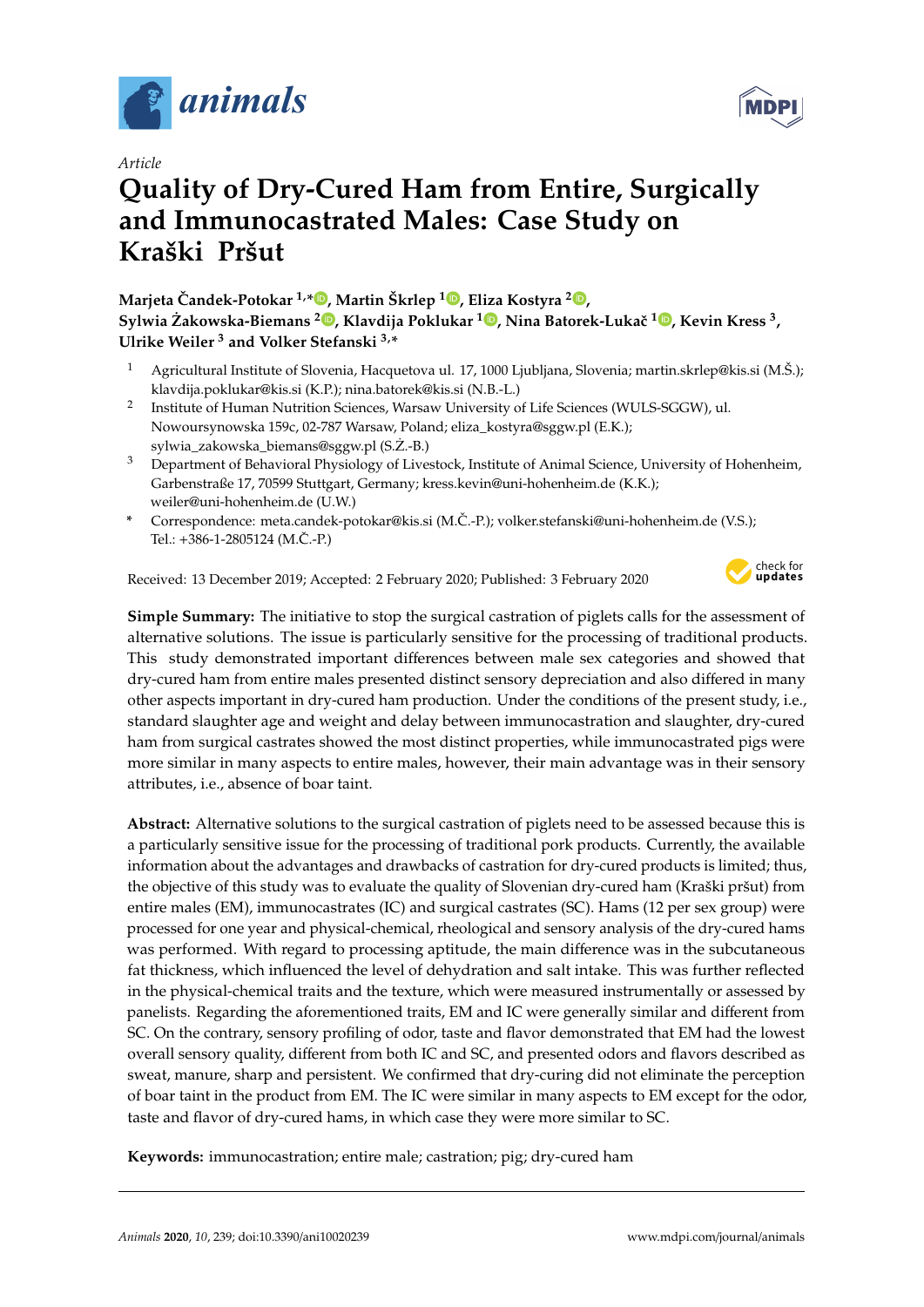*Article*

# Quality of Dry-Cured Ham from Entire, Surgically and Immunocastrated Males: Case Study on Kraški Pršut

**Marjeta Čandek-Potokar [1,*], Martin Škrlep [1], Eliza Kostyra [2], Sylwia Żakowska-Biemans [2], Klavdija Poklukar [1], Nina Batorek-Lukač [1], Kevin Kress [3], Ulrike Weiler [3] and Volker Stefanski [3,*]**

[1] Agricultural Institute of Slovenia, Hacquetova ul. 17, 1000 Ljubljana, Slovenia; martin.skrlep@kis.si (M.Š.); klavdija.poklukar@kis.si (K.P.); nina.batorek@kis.si (N.B.-L.)

[2] Institute of Human Nutrition Sciences, Warsaw University of Life Sciences (WULS-SGGW), ul. Nowoursynowska 159c, 02-787 Warsaw, Poland; eliza_kostyra@sggw.pl (E.K.); sylwia_zakowska_biemans@sggw.pl (S.Ż.-B.)

[3] Department of Behavioral Physiology of Livestock, Institute of Animal Science, University of Hohenheim, Garbenstraße 17, 70599 Stuttgart, Germany; kress.kevin@uni-hohenheim.de (K.K.); weiler@uni-hohenheim.de (U.W.)

\* Correspondence: meta.candek-potokar@kis.si (M.Č.-P.); volker.stefanski@uni-hohenheim.de (V.S.); Tel.: +386-1-2805124 (M.Č.-P.)

Received: 13 December 2019; Accepted: 2 February 2020; Published: 3 February 2020

**Simple Summary:** The initiative to stop the surgical castration of piglets calls for the assessment of alternative solutions. The issue is particularly sensitive for the processing of traditional products. This study demonstrated important differences between male sex categories and showed that dry-cured ham from entire males presented distinct sensory depreciation and also differed in many other aspects important in dry-cured ham production. Under the conditions of the present study, i.e., standard slaughter age and weight and delay between immunocastration and slaughter, dry-cured ham from surgical castrates showed the most distinct properties, while immunocastrated pigs were more similar in many aspects to entire males, however, their main advantage was in their sensory attributes, i.e., absence of boar taint.

**Abstract:** Alternative solutions to the surgical castration of piglets need to be assessed because this is a particularly sensitive issue for the processing of traditional pork products. Currently, the available information about the advantages and drawbacks of castration for dry-cured products is limited; thus, the objective of this study was to evaluate the quality of Slovenian dry-cured ham (Kraški pršut) from entire males (EM), immunocastrates (IC) and surgical castrates (SC). Hams (12 per sex group) were processed for one year and physical-chemical, rheological and sensory analysis of the dry-cured hams was performed. With regard to processing aptitude, the main difference was in the subcutaneous fat thickness, which influenced the level of dehydration and salt intake. This was further reflected in the physical-chemical traits and the texture, which were measured instrumentally or assessed by panelists. Regarding the aforementioned traits, EM and IC were generally similar and different from SC. On the contrary, sensory profiling of odor, taste and flavor demonstrated that EM had the lowest overall sensory quality, different from both IC and SC, and presented odors and flavors described as sweat, manure, sharp and persistent. We confirmed that dry-curing did not eliminate the perception of boar taint in the product from EM. The IC were similar in many aspects to EM except for the odor, taste and flavor of dry-cured hams, in which case they were more similar to SC.

**Keywords:** immunocastration; entire male; castration; pig; dry-cured ham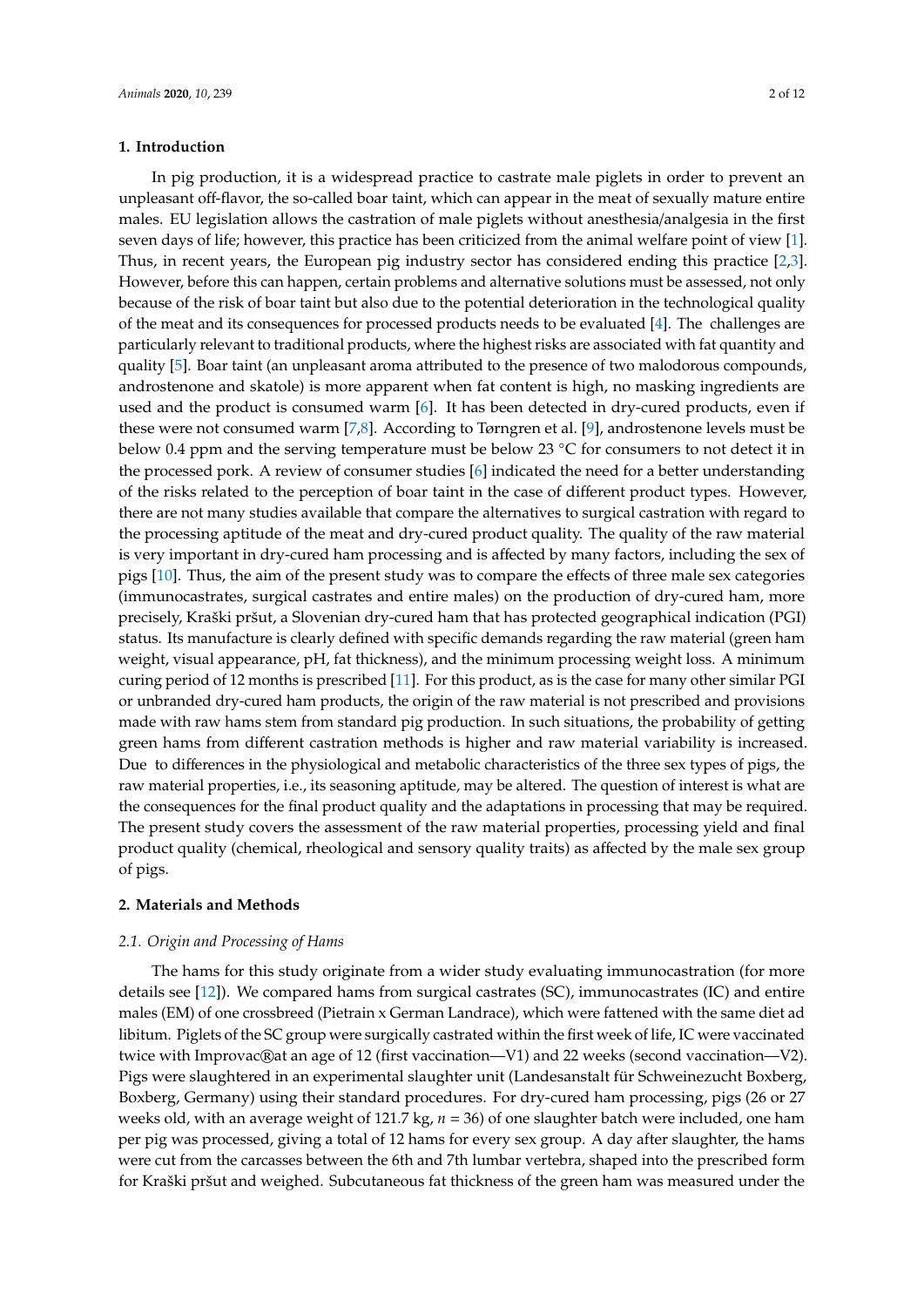## 1. Introduction

In pig production, it is a widespread practice to castrate male piglets in order to prevent an unpleasant off-flavor, the so-called boar taint, which can appear in the meat of sexually mature entire males. EU legislation allows the castration of male piglets without anesthesia/analgesia in the first seven days of life; however, this practice has been criticized from the animal welfare point of view [1]. Thus, in recent years, the European pig industry sector has considered ending this practice [2,3]. However, before this can happen, certain problems and alternative solutions must be assessed, not only because of the risk of boar taint but also due to the potential deterioration in the technological quality of the meat and its consequences for processed products needs to be evaluated [4]. The challenges are particularly relevant to traditional products, where the highest risks are associated with fat quantity and quality [5]. Boar taint (an unpleasant aroma attributed to the presence of two malodorous compounds, androstenone and skatole) is more apparent when fat content is high, no masking ingredients are used and the product is consumed warm [6]. It has been detected in dry-cured products, even if these were not consumed warm [7,8]. According to Tørngren et al. [9], androstenone levels must be below 0.4 ppm and the serving temperature must be below 23 °C for consumers to not detect it in the processed pork. A review of consumer studies [6] indicated the need for a better understanding of the risks related to the perception of boar taint in the case of different product types. However, there are not many studies available that compare the alternatives to surgical castration with regard to the processing aptitude of the meat and dry-cured product quality. The quality of the raw material is very important in dry-cured ham processing and is affected by many factors, including the sex of pigs [10]. Thus, the aim of the present study was to compare the effects of three male sex categories (immunocastrates, surgical castrates and entire males) on the production of dry-cured ham, more precisely, Kraški pršut, a Slovenian dry-cured ham that has protected geographical indication (PGI) status. Its manufacture is clearly defined with specific demands regarding the raw material (green ham weight, visual appearance, pH, fat thickness), and the minimum processing weight loss. A minimum curing period of 12 months is prescribed [11]. For this product, as is the case for many other similar PGI or unbranded dry-cured ham products, the origin of the raw material is not prescribed and provisions made with raw hams stem from standard pig production. In such situations, the probability of getting green hams from different castration methods is higher and raw material variability is increased. Due to differences in the physiological and metabolic characteristics of the three sex types of pigs, the raw material properties, i.e., its seasoning aptitude, may be altered. The question of interest is what are the consequences for the final product quality and the adaptations in processing that may be required. The present study covers the assessment of the raw material properties, processing yield and final product quality (chemical, rheological and sensory quality traits) as affected by the male sex group of pigs.

## 2. Materials and Methods

### *2.1. Origin and Processing of Hams*

The hams for this study originate from a wider study evaluating immunocastration (for more details see [12]). We compared hams from surgical castrates (SC), immunocastrates (IC) and entire males (EM) of one crossbreed (Pietrain x German Landrace), which were fattened with the same diet ad libitum. Piglets of the SC group were surgically castrated within the first week of life, IC were vaccinated twice with Improvac®at an age of 12 (first vaccination—V1) and 22 weeks (second vaccination—V2). Pigs were slaughtered in an experimental slaughter unit (Landesanstalt für Schweinezucht Boxberg, Boxberg, Germany) using their standard procedures. For dry-cured ham processing, pigs (26 or 27 weeks old, with an average weight of 121.7 kg, *n* = 36) of one slaughter batch were included, one ham per pig was processed, giving a total of 12 hams for every sex group. A day after slaughter, the hams were cut from the carcasses between the 6th and 7th lumbar vertebra, shaped into the prescribed form for Kraški pršut and weighed. Subcutaneous fat thickness of the green ham was measured under the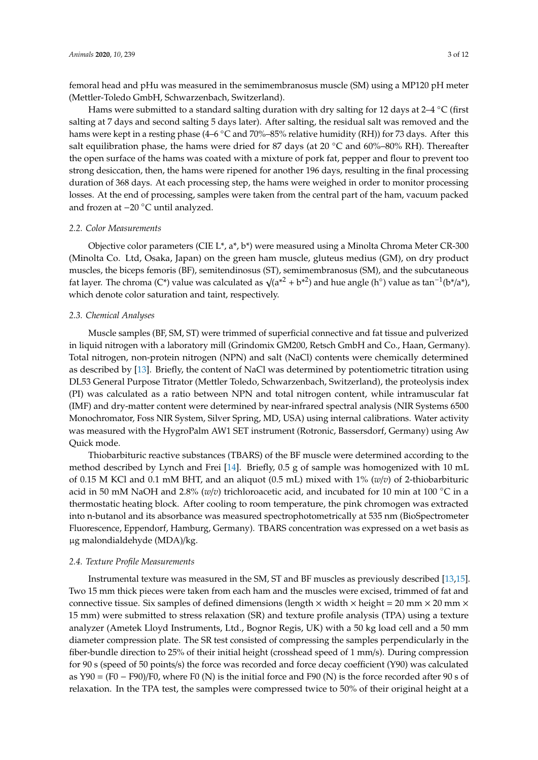femoral head and pHu was measured in the semimembranosus muscle (SM) using a MP120 pH meter (Mettler-Toledo GmbH, Schwarzenbach, Switzerland).

Hams were submitted to a standard salting duration with dry salting for 12 days at 2–4 °C (first salting at 7 days and second salting 5 days later). After salting, the residual salt was removed and the hams were kept in a resting phase (4–6 °C and 70%–85% relative humidity (RH)) for 73 days. After this salt equilibration phase, the hams were dried for 87 days (at 20 °C and 60%–80% RH). Thereafter the open surface of the hams was coated with a mixture of pork fat, pepper and flour to prevent too strong desiccation, then, the hams were ripened for another 196 days, resulting in the final processing duration of 368 days. At each processing step, the hams were weighed in order to monitor processing losses. At the end of processing, samples were taken from the central part of the ham, vacuum packed and frozen at −20 °C until analyzed.

### 2.2. Color Measurements

Objective color parameters (CIE L*, a*, b*) were measured using a Minolta Chroma Meter CR-300 (Minolta Co. Ltd, Osaka, Japan) on the green ham muscle, gluteus medius (GM), on dry product muscles, the biceps femoris (BF), semitendinosus (ST), semimembranosus (SM), and the subcutaneous fat layer. The chroma (C*) value was calculated as $\sqrt{(a^{*2} + b^{*2})}$ and hue angle (h°) value as $\tan^{-1}(b^*/a^*)$, which denote color saturation and taint, respectively.

### 2.3. Chemical Analyses

Muscle samples (BF, SM, ST) were trimmed of superficial connective and fat tissue and pulverized in liquid nitrogen with a laboratory mill (Grindomix GM200, Retsch GmbH and Co., Haan, Germany). Total nitrogen, non-protein nitrogen (NPN) and salt (NaCl) contents were chemically determined as described by [13]. Briefly, the content of NaCl was determined by potentiometric titration using DL53 General Purpose Titrator (Mettler Toledo, Schwarzenbach, Switzerland), the proteolysis index (PI) was calculated as a ratio between NPN and total nitrogen content, while intramuscular fat (IMF) and dry-matter content were determined by near-infrared spectral analysis (NIR Systems 6500 Monochromator, Foss NIR System, Silver Spring, MD, USA) using internal calibrations. Water activity was measured with the HygroPalm AW1 SET instrument (Rotronic, Bassersdorf, Germany) using Aw Quick mode.

Thiobarbituric reactive substances (TBARS) of the BF muscle were determined according to the method described by Lynch and Frei [14]. Briefly, 0.5 g of sample was homogenized with 10 mL of 0.15 M KCl and 0.1 mM BHT, and an aliquot (0.5 mL) mixed with 1% (*w*/*v*) of 2-thiobarbituric acid in 50 mM NaOH and 2.8% (*w*/*v*) trichloroacetic acid, and incubated for 10 min at 100 °C in a thermostatic heating block. After cooling to room temperature, the pink chromogen was extracted into n-butanol and its absorbance was measured spectrophotometrically at 535 nm (BioSpectrometer Fluorescence, Eppendorf, Hamburg, Germany). TBARS concentration was expressed on a wet basis as µg malondialdehyde (MDA)/kg.

### 2.4. Texture Profile Measurements

Instrumental texture was measured in the SM, ST and BF muscles as previously described [13,15]. Two 15 mm thick pieces were taken from each ham and the muscles were excised, trimmed of fat and connective tissue. Six samples of defined dimensions (length × width × height = 20 mm × 20 mm × 15 mm) were submitted to stress relaxation (SR) and texture profile analysis (TPA) using a texture analyzer (Ametek Lloyd Instruments, Ltd., Bognor Regis, UK) with a 50 kg load cell and a 50 mm diameter compression plate. The SR test consisted of compressing the samples perpendicularly in the fiber-bundle direction to 25% of their initial height (crosshead speed of 1 mm/s). During compression for 90 s (speed of 50 points/s) the force was recorded and force decay coefficient (Y90) was calculated as $Y90 = (F0 - F90)/F0$, where F0 (N) is the initial force and F90 (N) is the force recorded after 90 s of relaxation. In the TPA test, the samples were compressed twice to 50% of their original height at a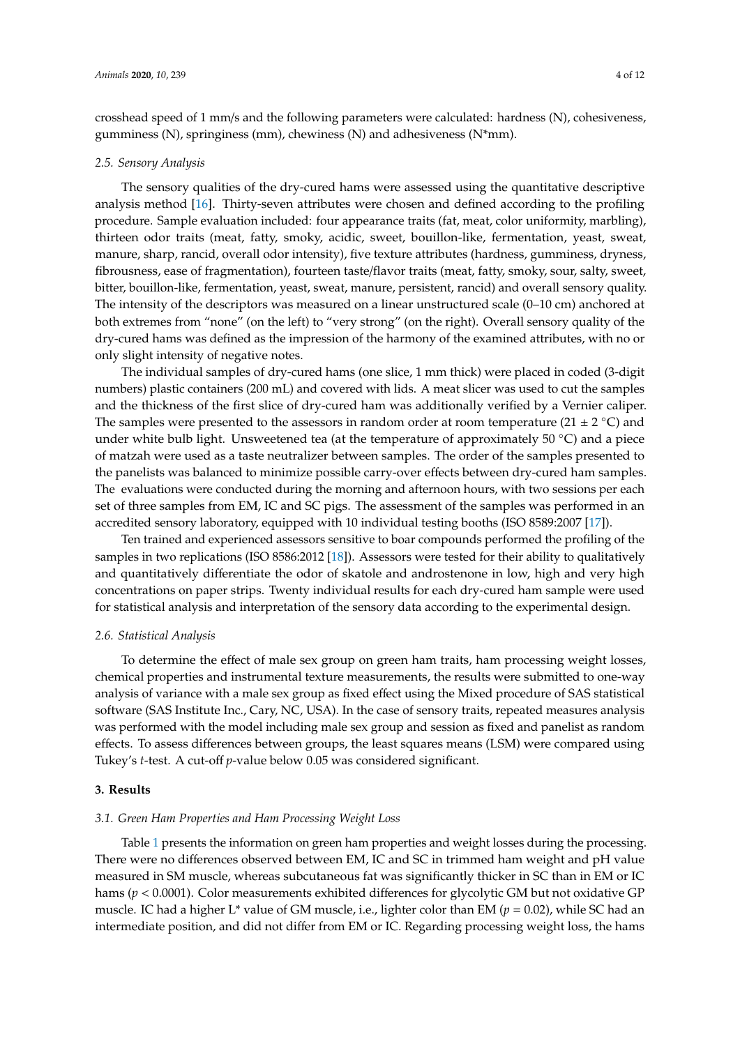crosshead speed of 1 mm/s and the following parameters were calculated: hardness (N), cohesiveness, gumminess (N), springiness (mm), chewiness (N) and adhesiveness (N*mm).

### *2.5. Sensory Analysis*

The sensory qualities of the dry-cured hams were assessed using the quantitative descriptive analysis method [16]. Thirty-seven attributes were chosen and defined according to the profiling procedure. Sample evaluation included: four appearance traits (fat, meat, color uniformity, marbling), thirteen odor traits (meat, fatty, smoky, acidic, sweet, bouillon-like, fermentation, yeast, sweat, manure, sharp, rancid, overall odor intensity), five texture attributes (hardness, gumminess, dryness, fibrousness, ease of fragmentation), fourteen taste/flavor traits (meat, fatty, smoky, sour, salty, sweet, bitter, bouillon-like, fermentation, yeast, sweat, manure, persistent, rancid) and overall sensory quality. The intensity of the descriptors was measured on a linear unstructured scale (0–10 cm) anchored at both extremes from "none" (on the left) to "very strong" (on the right). Overall sensory quality of the dry-cured hams was defined as the impression of the harmony of the examined attributes, with no or only slight intensity of negative notes.

The individual samples of dry-cured hams (one slice, 1 mm thick) were placed in coded (3-digit numbers) plastic containers (200 mL) and covered with lids. A meat slicer was used to cut the samples and the thickness of the first slice of dry-cured ham was additionally verified by a Vernier caliper. The samples were presented to the assessors in random order at room temperature (21 ± 2 °C) and under white bulb light. Unsweetened tea (at the temperature of approximately 50 °C) and a piece of matzah were used as a taste neutralizer between samples. The order of the samples presented to the panelists was balanced to minimize possible carry-over effects between dry-cured ham samples. The evaluations were conducted during the morning and afternoon hours, with two sessions per each set of three samples from EM, IC and SC pigs. The assessment of the samples was performed in an accredited sensory laboratory, equipped with 10 individual testing booths (ISO 8589:2007 [17]).

Ten trained and experienced assessors sensitive to boar compounds performed the profiling of the samples in two replications (ISO 8586:2012 [18]). Assessors were tested for their ability to qualitatively and quantitatively differentiate the odor of skatole and androstenone in low, high and very high concentrations on paper strips. Twenty individual results for each dry-cured ham sample were used for statistical analysis and interpretation of the sensory data according to the experimental design.

### *2.6. Statistical Analysis*

To determine the effect of male sex group on green ham traits, ham processing weight losses, chemical properties and instrumental texture measurements, the results were submitted to one-way analysis of variance with a male sex group as fixed effect using the Mixed procedure of SAS statistical software (SAS Institute Inc., Cary, NC, USA). In the case of sensory traits, repeated measures analysis was performed with the model including male sex group and session as fixed and panelist as random effects. To assess differences between groups, the least squares means (LSM) were compared using Tukey's *t*-test. A cut-off *p*-value below 0.05 was considered significant.

## **3. Results**

### *3.1. Green Ham Properties and Ham Processing Weight Loss*

Table 1 presents the information on green ham properties and weight losses during the processing. There were no differences observed between EM, IC and SC in trimmed ham weight and pH value measured in SM muscle, whereas subcutaneous fat was significantly thicker in SC than in EM or IC hams ($p < 0.0001$). Color measurements exhibited differences for glycolytic GM but not oxidative GP muscle. IC had a higher L* value of GM muscle, i.e., lighter color than EM ($p = 0.02$), while SC had an intermediate position, and did not differ from EM or IC. Regarding processing weight loss, the hams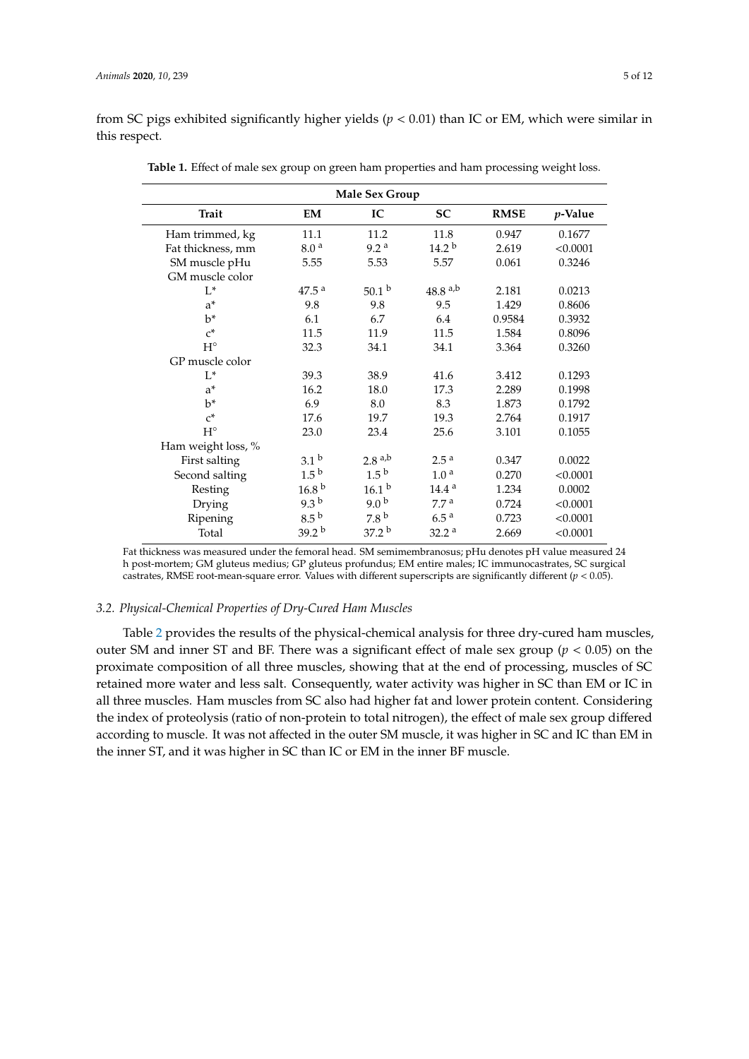from SC pigs exhibited significantly higher yields ($p < 0.01$) than IC or EM, which were similar in this respect.

**Table 1.** Effect of male sex group on green ham properties and ham processing weight loss.

| | Male Sex Group | | | | |
|---|---|---|---|---|---|
| **Trait** | **EM** | **IC** | **SC** | **RMSE** | ***p*-Value** |
| Ham trimmed, kg | 11.1 | 11.2 | 11.8 | 0.947 | 0.1677 |
| Fat thickness, mm | 8.0 $^{a}$ | 9.2 $^{a}$ | 14.2 $^{b}$ | 2.619 | <0.0001 |
| SM muscle pHu | 5.55 | 5.53 | 5.57 | 0.061 | 0.3246 |
| GM muscle color | | | | | |
| L* | 47.5 $^{a}$ | 50.1 $^{b}$ | 48.8 $^{a,b}$ | 2.181 | 0.0213 |
| a* | 9.8 | 9.8 | 9.5 | 1.429 | 0.8606 |
| b* | 6.1 | 6.7 | 6.4 | 0.9584 | 0.3932 |
| c* | 11.5 | 11.9 | 11.5 | 1.584 | 0.8096 |
| H° | 32.3 | 34.1 | 34.1 | 3.364 | 0.3260 |
| GP muscle color | | | | | |
| L* | 39.3 | 38.9 | 41.6 | 3.412 | 0.1293 |
| a* | 16.2 | 18.0 | 17.3 | 2.289 | 0.1998 |
| b* | 6.9 | 8.0 | 8.3 | 1.873 | 0.1792 |
| c* | 17.6 | 19.7 | 19.3 | 2.764 | 0.1917 |
| H° | 23.0 | 23.4 | 25.6 | 3.101 | 0.1055 |
| Ham weight loss, % | | | | | |
| First salting | 3.1 $^{b}$ | 2.8 $^{a,b}$ | 2.5 $^{a}$ | 0.347 | 0.0022 |
| Second salting | 1.5 $^{b}$ | 1.5 $^{b}$ | 1.0 $^{a}$ | 0.270 | <0.0001 |
| Resting | 16.8 $^{b}$ | 16.1 $^{b}$ | 14.4 $^{a}$ | 1.234 | 0.0002 |
| Drying | 9.3 $^{b}$ | 9.0 $^{b}$ | 7.7 $^{a}$ | 0.724 | <0.0001 |
| Ripening | 8.5 $^{b}$ | 7.8 $^{b}$ | 6.5 $^{a}$ | 0.723 | <0.0001 |
| Total | 39.2 $^{b}$ | 37.2 $^{b}$ | 32.2 $^{a}$ | 2.669 | <0.0001 |

Fat thickness was measured under the femoral head. SM semimembranosus; pHu denotes pH value measured 24 h post-mortem; GM gluteus medius; GP gluteus profundus; EM entire males; IC immunocastrates, SC surgical castrates, RMSE root-mean-square error. Values with different superscripts are significantly different ($p < 0.05$).

### *3.2. Physical-Chemical Properties of Dry-Cured Ham Muscles*

Table 2 provides the results of the physical-chemical analysis for three dry-cured ham muscles, outer SM and inner ST and BF. There was a significant effect of male sex group ($p < 0.05$) on the proximate composition of all three muscles, showing that at the end of processing, muscles of SC retained more water and less salt. Consequently, water activity was higher in SC than EM or IC in all three muscles. Ham muscles from SC also had higher fat and lower protein content. Considering the index of proteolysis (ratio of non-protein to total nitrogen), the effect of male sex group differed according to muscle. It was not affected in the outer SM muscle, it was higher in SC and IC than EM in the inner ST, and it was higher in SC than IC or EM in the inner BF muscle.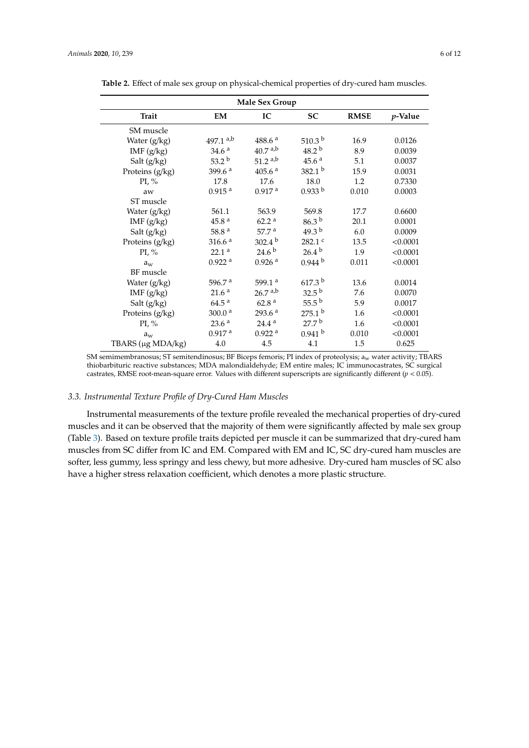**Table 2.** Effect of male sex group on physical-chemical properties of dry-cured ham muscles.

| | Male Sex Group | | | | |
|---|---|---|---|---|---|
| **Trait** | **EM** | **IC** | **SC** | **RMSE** | ***p*-Value** |
| SM muscle | | | | | |
| Water (g/kg) | 497.1 $^{a,b}$ | 488.6 $^{a}$ | 510.3 $^{b}$ | 16.9 | 0.0126 |
| IMF (g/kg) | 34.6 $^{a}$ | 40.7 $^{a,b}$ | 48.2 $^{b}$ | 8.9 | 0.0039 |
| Salt (g/kg) | 53.2 $^{b}$ | 51.2 $^{a,b}$ | 45.6 $^{a}$ | 5.1 | 0.0037 |
| Proteins (g/kg) | 399.6 $^{a}$ | 405.6 $^{a}$ | 382.1 $^{b}$ | 15.9 | 0.0031 |
| PI, % | 17.8 | 17.6 | 18.0 | 1.2 | 0.7330 |
| aw | 0.915 $^{a}$ | 0.917 $^{a}$ | 0.933 $^{b}$ | 0.010 | 0.0003 |
| ST muscle | | | | | |
| Water (g/kg) | 561.1 | 563.9 | 569.8 | 17.7 | 0.6600 |
| IMF (g/kg) | 45.8 $^{a}$ | 62.2 $^{a}$ | 86.3 $^{b}$ | 20.1 | 0.0001 |
| Salt (g/kg) | 58.8 $^{a}$ | 57.7 $^{a}$ | 49.3 $^{b}$ | 6.0 | 0.0009 |
| Proteins (g/kg) | 316.6 $^{a}$ | 302.4 $^{b}$ | 282.1 $^{c}$ | 13.5 | <0.0001 |
| PI, % | 22.1 $^{a}$ | 24.6 $^{b}$ | 26.4 $^{b}$ | 1.9 | <0.0001 |
| $a_w$ | 0.922 $^{a}$ | 0.926 $^{a}$ | 0.944 $^{b}$ | 0.011 | <0.0001 |
| BF muscle | | | | | |
| Water (g/kg) | 596.7 $^{a}$ | 599.1 $^{a}$ | 617.3 $^{b}$ | 13.6 | 0.0014 |
| IMF (g/kg) | 21.6 $^{a}$ | 26.7 $^{a,b}$ | 32.5 $^{b}$ | 7.6 | 0.0070 |
| Salt (g/kg) | 64.5 $^{a}$ | 62.8 $^{a}$ | 55.5 $^{b}$ | 5.9 | 0.0017 |
| Proteins (g/kg) | 300.0 $^{a}$ | 293.6 $^{a}$ | 275.1 $^{b}$ | 1.6 | <0.0001 |
| PI, % | 23.6 $^{a}$ | 24.4 $^{a}$ | 27.7 $^{b}$ | 1.6 | <0.0001 |
| $a_w$ | 0.917 $^{a}$ | 0.922 $^{a}$ | 0.941 $^{b}$ | 0.010 | <0.0001 |
| TBARS (μg MDA/kg) | 4.0 | 4.5 | 4.1 | 1.5 | 0.625 |

SM semimembranosus; ST semitendinosus; BF Biceps femoris; PI index of proteolysis; $a_w$ water activity; TBARS thiobarbituric reactive substances; MDA malondialdehyde; EM entire males; IC immunocastrates, SC surgical castrates, RMSE root-mean-square error. Values with different superscripts are significantly different ($p < 0.05$).

### 3.3. Instrumental Texture Profile of Dry-Cured Ham Muscles

Instrumental measurements of the texture profile revealed the mechanical properties of dry-cured muscles and it can be observed that the majority of them were significantly affected by male sex group (Table 3). Based on texture profile traits depicted per muscle it can be summarized that dry-cured ham muscles from SC differ from IC and EM. Compared with EM and IC, SC dry-cured ham muscles are softer, less gummy, less springy and less chewy, but more adhesive. Dry-cured ham muscles of SC also have a higher stress relaxation coefficient, which denotes a more plastic structure.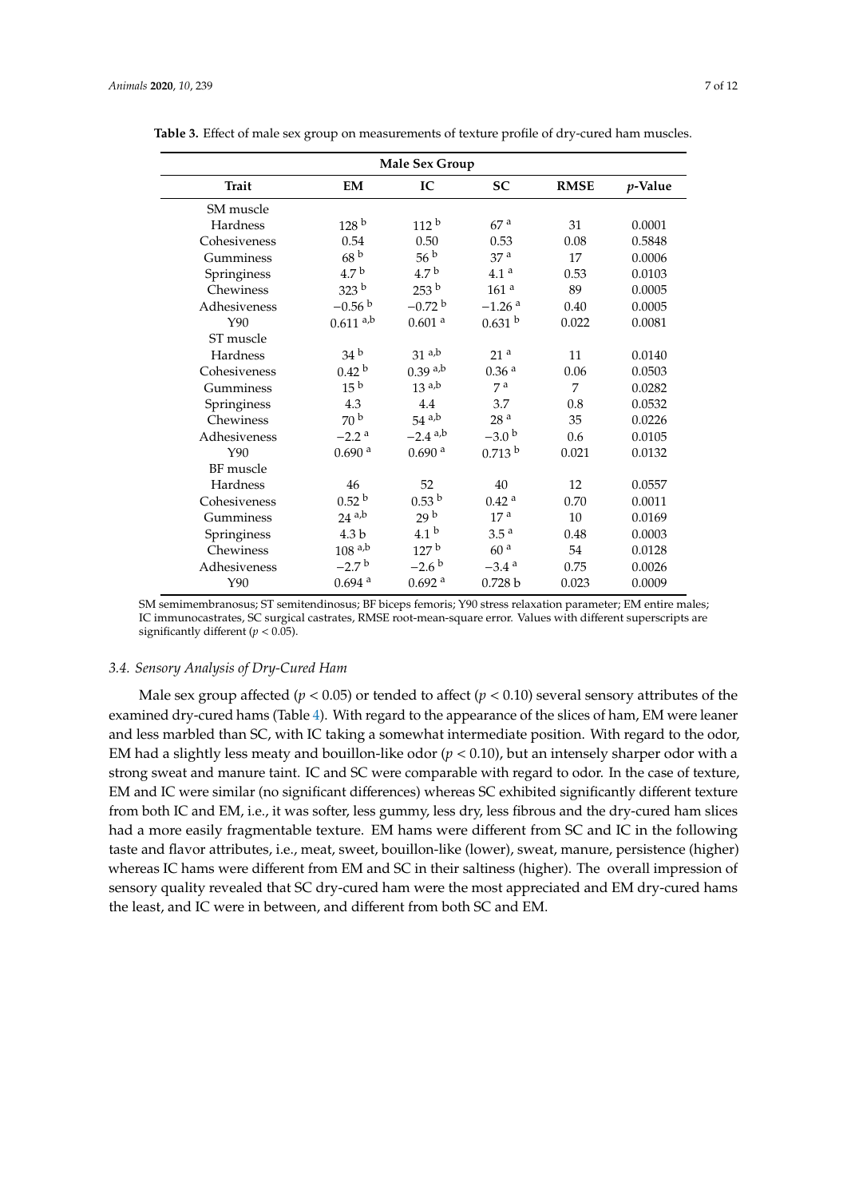**Table 3.** Effect of male sex group on measurements of texture profile of dry-cured ham muscles.

| | Male Sex Group | | | | |
|---|---|---|---|---|---|
| **Trait** | **EM** | **IC** | **SC** | **RMSE** | ***p*-Value** |
| SM muscle | | | | | |
| Hardness | 128 [b] | 112 [b] | 67 [a] | 31 | 0.0001 |
| Cohesiveness | 0.54 | 0.50 | 0.53 | 0.08 | 0.5848 |
| Gumminess | 68 [b] | 56 [b] | 37 [a] | 17 | 0.0006 |
| Springiness | 4.7 [b] | 4.7 [b] | 4.1 [a] | 0.53 | 0.0103 |
| Chewiness | 323 [b] | 253 [b] | 161 [a] | 89 | 0.0005 |
| Adhesiveness | −0.56 [b] | −0.72 [b] | −1.26 [a] | 0.40 | 0.0005 |
| Y90 | 0.611 [a,b] | 0.601 [a] | 0.631 [b] | 0.022 | 0.0081 |
| ST muscle | | | | | |
| Hardness | 34 [b] | 31 [a,b] | 21 [a] | 11 | 0.0140 |
| Cohesiveness | 0.42 [b] | 0.39 [a,b] | 0.36 [a] | 0.06 | 0.0503 |
| Gumminess | 15 [b] | 13 [a,b] | 7 [a] | 7 | 0.0282 |
| Springiness | 4.3 | 4.4 | 3.7 | 0.8 | 0.0532 |
| Chewiness | 70 [b] | 54 [a,b] | 28 [a] | 35 | 0.0226 |
| Adhesiveness | −2.2 [a] | −2.4 [a,b] | −3.0 [b] | 0.6 | 0.0105 |
| Y90 | 0.690 [a] | 0.690 [a] | 0.713 [b] | 0.021 | 0.0132 |
| BF muscle | | | | | |
| Hardness | 46 | 52 | 40 | 12 | 0.0557 |
| Cohesiveness | 0.52 [b] | 0.53 [b] | 0.42 [a] | 0.70 | 0.0011 |
| Gumminess | 24 [a,b] | 29 [b] | 17 [a] | 10 | 0.0169 |
| Springiness | 4.3 b | 4.1 [b] | 3.5 [a] | 0.48 | 0.0003 |
| Chewiness | 108 [a,b] | 127 [b] | 60 [a] | 54 | 0.0128 |
| Adhesiveness | −2.7 [b] | −2.6 [b] | −3.4 [a] | 0.75 | 0.0026 |
| Y90 | 0.694 [a] | 0.692 [a] | 0.728 b | 0.023 | 0.0009 |

SM semimembranosus; ST semitendinosus; BF biceps femoris; Y90 stress relaxation parameter; EM entire males; IC immunocastrates, SC surgical castrates, RMSE root-mean-square error. Values with different superscripts are significantly different ($p < 0.05$).

### 3.4. Sensory Analysis of Dry-Cured Ham

Male sex group affected ($p < 0.05$) or tended to affect ($p < 0.10$) several sensory attributes of the examined dry-cured hams (Table 4). With regard to the appearance of the slices of ham, EM were leaner and less marbled than SC, with IC taking a somewhat intermediate position. With regard to the odor, EM had a slightly less meaty and bouillon-like odor ($p < 0.10$), but an intensely sharper odor with a strong sweat and manure taint. IC and SC were comparable with regard to odor. In the case of texture, EM and IC were similar (no significant differences) whereas SC exhibited significantly different texture from both IC and EM, i.e., it was softer, less gummy, less dry, less fibrous and the dry-cured ham slices had a more easily fragmentable texture. EM hams were different from SC and IC in the following taste and flavor attributes, i.e., meat, sweet, bouillon-like (lower), sweat, manure, persistence (higher) whereas IC hams were different from EM and SC in their saltiness (higher). The overall impression of sensory quality revealed that SC dry-cured ham were the most appreciated and EM dry-cured hams the least, and IC were in between, and different from both SC and EM.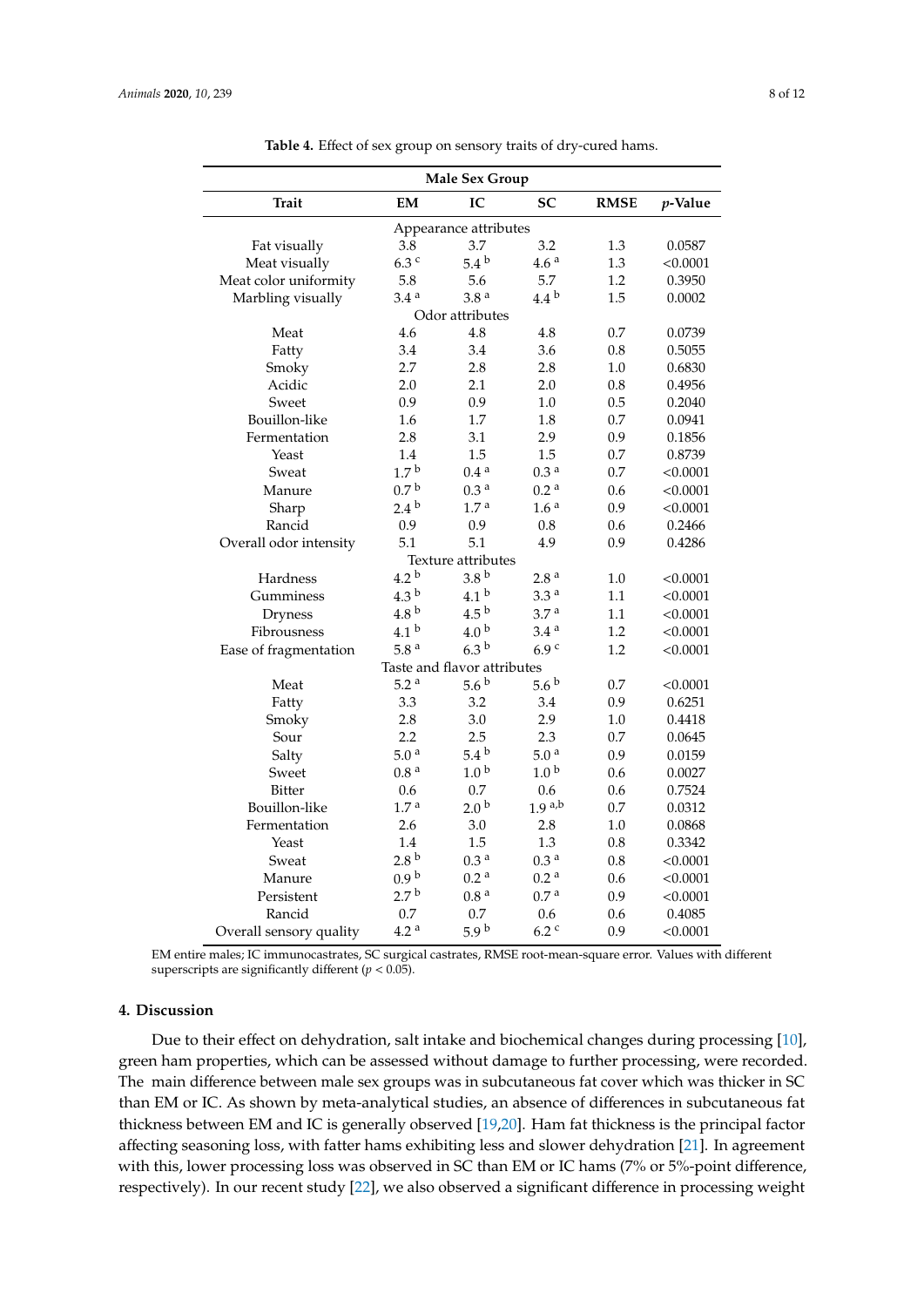**Table 4.** Effect of sex group on sensory traits of dry-cured hams.

| Trait | Male Sex Group | | | RMSE | $p$-Value |
|---|---|---|---|---|---|
| | EM | IC | SC | | |
| Appearance attributes | | | | | |
| Fat visually | 3.8 | 3.7 | 3.2 | 1.3 | 0.0587 |
| Meat visually | $6.3^{c}$ | $5.4^{b}$ | $4.6^{a}$ | 1.3 | <0.0001 |
| Meat color uniformity | 5.8 | 5.6 | 5.7 | 1.2 | 0.3950 |
| Marbling visually | $3.4^{a}$ | $3.8^{a}$ | $4.4^{b}$ | 1.5 | 0.0002 |
| Odor attributes | | | | | |
| Meat | 4.6 | 4.8 | 4.8 | 0.7 | 0.0739 |
| Fatty | 3.4 | 3.4 | 3.6 | 0.8 | 0.5055 |
| Smoky | 2.7 | 2.8 | 2.8 | 1.0 | 0.6830 |
| Acidic | 2.0 | 2.1 | 2.0 | 0.8 | 0.4956 |
| Sweet | 0.9 | 0.9 | 1.0 | 0.5 | 0.2040 |
| Bouillon-like | 1.6 | 1.7 | 1.8 | 0.7 | 0.0941 |
| Fermentation | 2.8 | 3.1 | 2.9 | 0.9 | 0.1856 |
| Yeast | 1.4 | 1.5 | 1.5 | 0.7 | 0.8739 |
| Sweat | $1.7^{b}$ | $0.4^{a}$ | $0.3^{a}$ | 0.7 | <0.0001 |
| Manure | $0.7^{b}$ | $0.3^{a}$ | $0.2^{a}$ | 0.6 | <0.0001 |
| Sharp | $2.4^{b}$ | $1.7^{a}$ | $1.6^{a}$ | 0.9 | <0.0001 |
| Rancid | 0.9 | 0.9 | 0.8 | 0.6 | 0.2466 |
| Overall odor intensity | 5.1 | 5.1 | 4.9 | 0.9 | 0.4286 |
| Texture attributes | | | | | |
| Hardness | $4.2^{b}$ | $3.8^{b}$ | $2.8^{a}$ | 1.0 | <0.0001 |
| Gumminess | $4.3^{b}$ | $4.1^{b}$ | $3.3^{a}$ | 1.1 | <0.0001 |
| Dryness | $4.8^{b}$ | $4.5^{b}$ | $3.7^{a}$ | 1.1 | <0.0001 |
| Fibrousness | $4.1^{b}$ | $4.0^{b}$ | $3.4^{a}$ | 1.2 | <0.0001 |
| Ease of fragmentation | $5.8^{a}$ | $6.3^{b}$ | $6.9^{c}$ | 1.2 | <0.0001 |
| Taste and flavor attributes | | | | | |
| Meat | $5.2^{a}$ | $5.6^{b}$ | $5.6^{b}$ | 0.7 | <0.0001 |
| Fatty | 3.3 | 3.2 | 3.4 | 0.9 | 0.6251 |
| Smoky | 2.8 | 3.0 | 2.9 | 1.0 | 0.4418 |
| Sour | 2.2 | 2.5 | 2.3 | 0.7 | 0.0645 |
| Salty | $5.0^{a}$ | $5.4^{b}$ | $5.0^{a}$ | 0.9 | 0.0159 |
| Sweet | $0.8^{a}$ | $1.0^{b}$ | $1.0^{b}$ | 0.6 | 0.0027 |
| Bitter | 0.6 | 0.7 | 0.6 | 0.6 | 0.7524 |
| Bouillon-like | $1.7^{a}$ | $2.0^{b}$ | $1.9^{a,b}$ | 0.7 | 0.0312 |
| Fermentation | 2.6 | 3.0 | 2.8 | 1.0 | 0.0868 |
| Yeast | 1.4 | 1.5 | 1.3 | 0.8 | 0.3342 |
| Sweat | $2.8^{b}$ | $0.3^{a}$ | $0.3^{a}$ | 0.8 | <0.0001 |
| Manure | $0.9^{b}$ | $0.2^{a}$ | $0.2^{a}$ | 0.6 | <0.0001 |
| Persistent | $2.7^{b}$ | $0.8^{a}$ | $0.7^{a}$ | 0.9 | <0.0001 |
| Rancid | 0.7 | 0.7 | 0.6 | 0.6 | 0.4085 |
| Overall sensory quality | $4.2^{a}$ | $5.9^{b}$ | $6.2^{c}$ | 0.9 | <0.0001 |

EM entire males; IC immunocastrates, SC surgical castrates, RMSE root-mean-square error. Values with different superscripts are significantly different ($p < 0.05$).

## 4. Discussion

Due to their effect on dehydration, salt intake and biochemical changes during processing [10], green ham properties, which can be assessed without damage to further processing, were recorded. The main difference between male sex groups was in subcutaneous fat cover which was thicker in SC than EM or IC. As shown by meta-analytical studies, an absence of differences in subcutaneous fat thickness between EM and IC is generally observed [19,20]. Ham fat thickness is the principal factor affecting seasoning loss, with fatter hams exhibiting less and slower dehydration [21]. In agreement with this, lower processing loss was observed in SC than EM or IC hams (7% or 5%-point difference, respectively). In our recent study [22], we also observed a significant difference in processing weight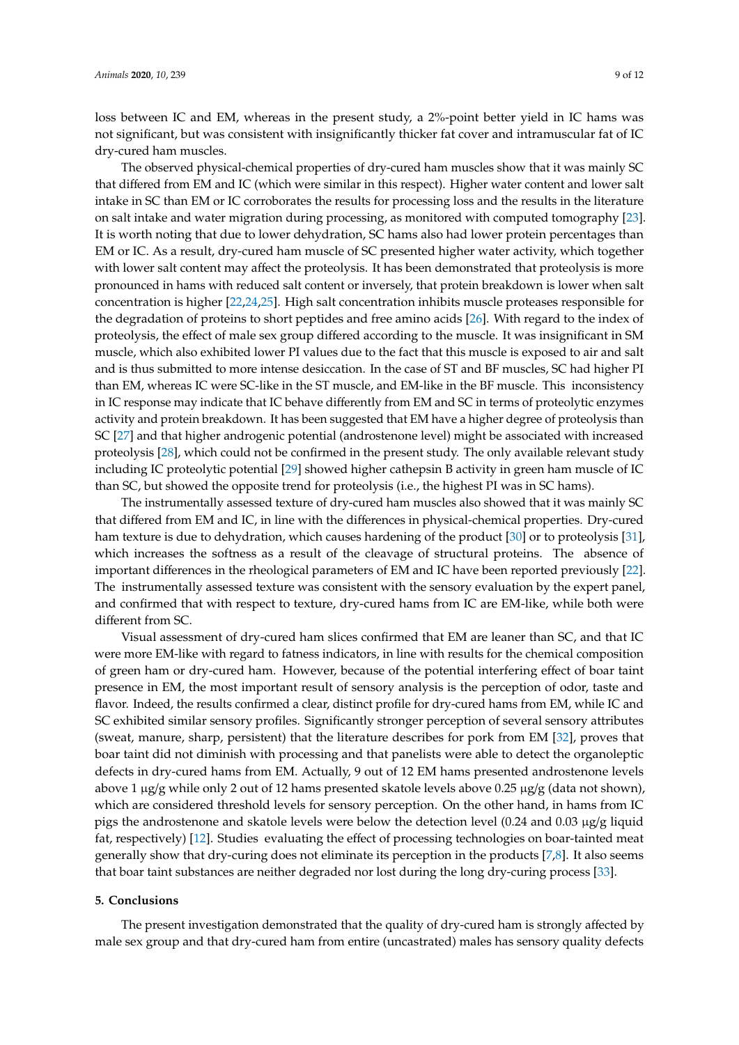loss between IC and EM, whereas in the present study, a 2%-point better yield in IC hams was not significant, but was consistent with insignificantly thicker fat cover and intramuscular fat of IC dry-cured ham muscles.

The observed physical-chemical properties of dry-cured ham muscles show that it was mainly SC that differed from EM and IC (which were similar in this respect). Higher water content and lower salt intake in SC than EM or IC corroborates the results for processing loss and the results in the literature on salt intake and water migration during processing, as monitored with computed tomography [23]. It is worth noting that due to lower dehydration, SC hams also had lower protein percentages than EM or IC. As a result, dry-cured ham muscle of SC presented higher water activity, which together with lower salt content may affect the proteolysis. It has been demonstrated that proteolysis is more pronounced in hams with reduced salt content or inversely, that protein breakdown is lower when salt concentration is higher [22,24,25]. High salt concentration inhibits muscle proteases responsible for the degradation of proteins to short peptides and free amino acids [26]. With regard to the index of proteolysis, the effect of male sex group differed according to the muscle. It was insignificant in SM muscle, which also exhibited lower PI values due to the fact that this muscle is exposed to air and salt and is thus submitted to more intense desiccation. In the case of ST and BF muscles, SC had higher PI than EM, whereas IC were SC-like in the ST muscle, and EM-like in the BF muscle. This inconsistency in IC response may indicate that IC behave differently from EM and SC in terms of proteolytic enzymes activity and protein breakdown. It has been suggested that EM have a higher degree of proteolysis than SC [27] and that higher androgenic potential (androstenone level) might be associated with increased proteolysis [28], which could not be confirmed in the present study. The only available relevant study including IC proteolytic potential [29] showed higher cathepsin B activity in green ham muscle of IC than SC, but showed the opposite trend for proteolysis (i.e., the highest PI was in SC hams).

The instrumentally assessed texture of dry-cured ham muscles also showed that it was mainly SC that differed from EM and IC, in line with the differences in physical-chemical properties. Dry-cured ham texture is due to dehydration, which causes hardening of the product [30] or to proteolysis [31], which increases the softness as a result of the cleavage of structural proteins. The absence of important differences in the rheological parameters of EM and IC have been reported previously [22]. The instrumentally assessed texture was consistent with the sensory evaluation by the expert panel, and confirmed that with respect to texture, dry-cured hams from IC are EM-like, while both were different from SC.

Visual assessment of dry-cured ham slices confirmed that EM are leaner than SC, and that IC were more EM-like with regard to fatness indicators, in line with results for the chemical composition of green ham or dry-cured ham. However, because of the potential interfering effect of boar taint presence in EM, the most important result of sensory analysis is the perception of odor, taste and flavor. Indeed, the results confirmed a clear, distinct profile for dry-cured hams from EM, while IC and SC exhibited similar sensory profiles. Significantly stronger perception of several sensory attributes (sweat, manure, sharp, persistent) that the literature describes for pork from EM [32], proves that boar taint did not diminish with processing and that panelists were able to detect the organoleptic defects in dry-cured hams from EM. Actually, 9 out of 12 EM hams presented androstenone levels above 1 μg/g while only 2 out of 12 hams presented skatole levels above 0.25 μg/g (data not shown), which are considered threshold levels for sensory perception. On the other hand, in hams from IC pigs the androstenone and skatole levels were below the detection level (0.24 and 0.03 μg/g liquid fat, respectively) [12]. Studies evaluating the effect of processing technologies on boar-tainted meat generally show that dry-curing does not eliminate its perception in the products [7,8]. It also seems that boar taint substances are neither degraded nor lost during the long dry-curing process [33].

## 5. Conclusions

The present investigation demonstrated that the quality of dry-cured ham is strongly affected by male sex group and that dry-cured ham from entire (uncastrated) males has sensory quality defects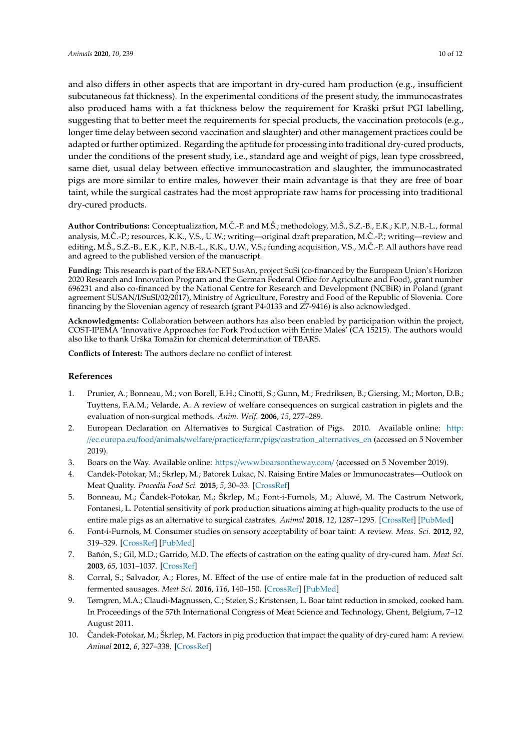and also differs in other aspects that are important in dry-cured ham production (e.g., insufficient subcutaneous fat thickness). In the experimental conditions of the present study, the immunocastrates also produced hams with a fat thickness below the requirement for Kraški pršut PGI labelling, suggesting that to better meet the requirements for special products, the vaccination protocols (e.g., longer time delay between second vaccination and slaughter) and other management practices could be adapted or further optimized. Regarding the aptitude for processing into traditional dry-cured products, under the conditions of the present study, i.e., standard age and weight of pigs, lean type crossbreed, same diet, usual delay between effective immunocastration and slaughter, the immunocastrated pigs are more similar to entire males, however their main advantage is that they are free of boar taint, while the surgical castrates had the most appropriate raw hams for processing into traditional dry-cured products.

**Author Contributions:** Conceptualization, M.Č.-P. and M.Š.; methodology, M.Š., S.Ž.-B., E.K.; K.P., N.B.-L., formal analysis, M.Č.-P.; resources, K.K., V.S., U.W.; writing—original draft preparation, M.Č.-P.; writing—review and editing, M.Š., S.Ž.-B., E.K., K.P., N.B.-L., K.K., U.W., V.S.; funding acquisition, V.S., M.Č.-P. All authors have read and agreed to the published version of the manuscript.

**Funding:** This research is part of the ERA-NET SusAn, project SuSi (co-financed by the European Union's Horizon 2020 Research and Innovation Program and the German Federal Office for Agriculture and Food), grant number 696231 and also co-financed by the National Centre for Research and Development (NCBiR) in Poland (grant agreement SUSAN/I/SuSI/02/2017), Ministry of Agriculture, Forestry and Food of the Republic of Slovenia. Core financing by the Slovenian agency of research (grant P4-0133 and Z7-9416) is also acknowledged.

**Acknowledgments:** Collaboration between authors has also been enabled by participation within the project, COST-IPEMA 'Innovative Approaches for Pork Production with Entire Males' (CA 15215). The authors would also like to thank Urška Tomažin for chemical determination of TBARS.

**Conflicts of Interest:** The authors declare no conflict of interest.

## References

1. Prunier, A.; Bonneau, M.; von Borell, E.H.; Cinotti, S.; Gunn, M.; Fredriksen, B.; Giersing, M.; Morton, D.B.; Tuyttens, F.A.M.; Velarde, A. A review of welfare consequences on surgical castration in piglets and the evaluation of non-surgical methods. *Anim. Welf.* **2006**, *15*, 277–289.
2. European Declaration on Alternatives to Surgical Castration of Pigs. 2010. Available online: http://ec.europa.eu/food/animals/welfare/practice/farm/pigs/castration_alternatives_en (accessed on 5 November 2019).
3. Boars on the Way. Available online: https://www.boarsontheway.com/ (accessed on 5 November 2019).
4. Candek-Potokar, M.; Skrlep, M.; Batorek Lukac, N. Raising Entire Males or Immunocastrates—Outlook on Meat Quality. *Procedia Food Sci.* **2015**, *5*, 30–33. [CrossRef]
5. Bonneau, M.; Čandek-Potokar, M.; Škrlep, M.; Font-i-Furnols, M.; Aluwé, M. The Castrum Network, Fontanesi, L. Potential sensitivity of pork production situations aiming at high-quality products to the use of entire male pigs as an alternative to surgical castrates. *Animal* **2018**, *12*, 1287–1295. [CrossRef] [PubMed]
6. Font-i-Furnols, M. Consumer studies on sensory acceptability of boar taint: A review. *Meas. Sci.* **2012**, *92*, 319–329. [CrossRef] [PubMed]
7. Bañón, S.; Gil, M.D.; Garrido, M.D. The effects of castration on the eating quality of dry-cured ham. *Meat Sci.* **2003**, *65*, 1031–1037. [CrossRef]
8. Corral, S.; Salvador, A.; Flores, M. Effect of the use of entire male fat in the production of reduced salt fermented sausages. *Meat Sci.* **2016**, *116*, 140–150. [CrossRef] [PubMed]
9. Tørngren, M.A.; Claudi-Magnussen, C.; Støier, S.; Kristensen, L. Boar taint reduction in smoked, cooked ham. In Proceedings of the 57th International Congress of Meat Science and Technology, Ghent, Belgium, 7–12 August 2011.
10. Čandek-Potokar, M.; Škrlep, M. Factors in pig production that impact the quality of dry-cured ham: A review. *Animal* **2012**, *6*, 327–338. [CrossRef]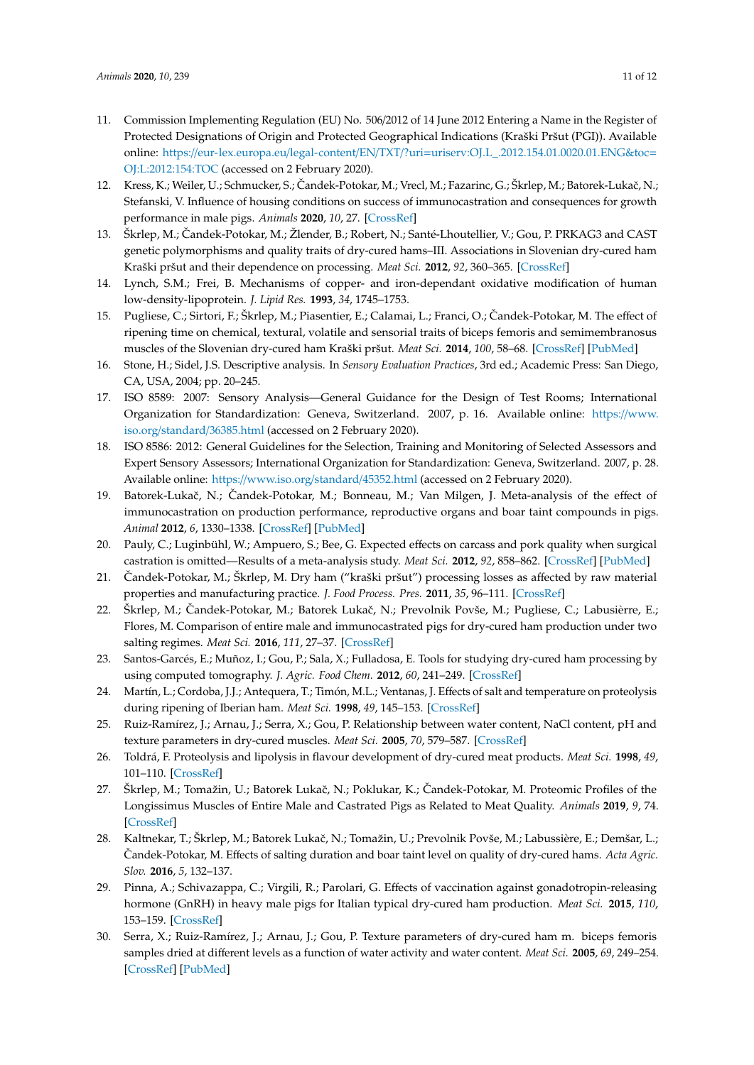11. Commission Implementing Regulation (EU) No. 506/2012 of 14 June 2012 Entering a Name in the Register of Protected Designations of Origin and Protected Geographical Indications (Kraški Pršut (PGI)). Available online: https://eur-lex.europa.eu/legal-content/EN/TXT/?uri=uriserv:OJ.L_.2012.154.01.0020.01.ENG&toc=OJ:L:2012:154:TOC (accessed on 2 February 2020).
12. Kress, K.; Weiler, U.; Schmucker, S.; Čandek-Potokar, M.; Vrecl, M.; Fazarinc, G.; Škrlep, M.; Batorek-Lukač, N.; Stefanski, V. Influence of housing conditions on success of immunocastration and consequences for growth performance in male pigs. *Animals* **2020**, *10*, 27. [CrossRef]
13. Škrlep, M.; Čandek-Potokar, M.; Žlender, B.; Robert, N.; Santé-Lhoutellier, V.; Gou, P. PRKAG3 and CAST genetic polymorphisms and quality traits of dry-cured hams–III. Associations in Slovenian dry-cured ham Kraški pršut and their dependence on processing. *Meat Sci.* **2012**, *92*, 360–365. [CrossRef]
14. Lynch, S.M.; Frei, B. Mechanisms of copper- and iron-dependant oxidative modification of human low-density-lipoprotein. *J. Lipid Res.* **1993**, *34*, 1745–1753.
15. Pugliese, C.; Sirtori, F.; Škrlep, M.; Piasentier, E.; Calamai, L.; Franci, O.; Čandek-Potokar, M. The effect of ripening time on chemical, textural, volatile and sensorial traits of biceps femoris and semimembranosus muscles of the Slovenian dry-cured ham Kraški pršut. *Meat Sci.* **2014**, *100*, 58–68. [CrossRef] [PubMed]
16. Stone, H.; Sidel, J.S. Descriptive analysis. In *Sensory Evaluation Practices*, 3rd ed.; Academic Press: San Diego, CA, USA, 2004; pp. 20–245.
17. ISO 8589: 2007: Sensory Analysis—General Guidance for the Design of Test Rooms; International Organization for Standardization: Geneva, Switzerland. 2007, p. 16. Available online: https://www.iso.org/standard/36385.html (accessed on 2 February 2020).
18. ISO 8586: 2012: General Guidelines for the Selection, Training and Monitoring of Selected Assessors and Expert Sensory Assessors; International Organization for Standardization: Geneva, Switzerland. 2007, p. 28. Available online: https://www.iso.org/standard/45352.html (accessed on 2 February 2020).
19. Batorek-Lukač, N.; Čandek-Potokar, M.; Bonneau, M.; Van Milgen, J. Meta-analysis of the effect of immunocastration on production performance, reproductive organs and boar taint compounds in pigs. *Animal* **2012**, *6*, 1330–1338. [CrossRef] [PubMed]
20. Pauly, C.; Luginbühl, W.; Ampuero, S.; Bee, G. Expected effects on carcass and pork quality when surgical castration is omitted—Results of a meta-analysis study. *Meat Sci.* **2012**, *92*, 858–862. [CrossRef] [PubMed]
21. Čandek-Potokar, M.; Škrlep, M. Dry ham ("kraški pršut") processing losses as affected by raw material properties and manufacturing practice. *J. Food Process. Pres.* **2011**, *35*, 96–111. [CrossRef]
22. Škrlep, M.; Čandek-Potokar, M.; Batorek Lukač, N.; Prevolnik Povše, M.; Pugliese, C.; Labussière, E.; Flores, M. Comparison of entire male and immunocastrated pigs for dry-cured ham production under two salting regimes. *Meat Sci.* **2016**, *111*, 27–37. [CrossRef]
23. Santos-Garcés, E.; Muñoz, I.; Gou, P.; Sala, X.; Fulladosa, E. Tools for studying dry-cured ham processing by using computed tomography. *J. Agric. Food Chem.* **2012**, *60*, 241–249. [CrossRef]
24. Martín, L.; Cordoba, J.J.; Antequera, T.; Timón, M.L.; Ventanas, J. Effects of salt and temperature on proteolysis during ripening of Iberian ham. *Meat Sci.* **1998**, *49*, 145–153. [CrossRef]
25. Ruiz-Ramírez, J.; Arnau, J.; Serra, X.; Gou, P. Relationship between water content, NaCl content, pH and texture parameters in dry-cured muscles. *Meat Sci.* **2005**, *70*, 579–587. [CrossRef]
26. Toldrá, F. Proteolysis and lipolysis in flavour development of dry-cured meat products. *Meat Sci.* **1998**, *49*, 101–110. [CrossRef]
27. Škrlep, M.; Tomažin, U.; Batorek Lukač, N.; Poklukar, K.; Čandek-Potokar, M. Proteomic Profiles of the Longissimus Muscles of Entire Male and Castrated Pigs as Related to Meat Quality. *Animals* **2019**, *9*, 74. [CrossRef]
28. Kaltnekar, T.; Škrlep, M.; Batorek Lukač, N.; Tomažin, U.; Prevolnik Povše, M.; Labussière, E.; Demšar, L.; Čandek-Potokar, M. Effects of salting duration and boar taint level on quality of dry-cured hams. *Acta Agric. Slov.* **2016**, *5*, 132–137.
29. Pinna, A.; Schivazappa, C.; Virgili, R.; Parolari, G. Effects of vaccination against gonadotropin-releasing hormone (GnRH) in heavy male pigs for Italian typical dry-cured ham production. *Meat Sci.* **2015**, *110*, 153–159. [CrossRef]
30. Serra, X.; Ruiz-Ramírez, J.; Arnau, J.; Gou, P. Texture parameters of dry-cured ham m. biceps femoris samples dried at different levels as a function of water activity and water content. *Meat Sci.* **2005**, *69*, 249–254. [CrossRef] [PubMed]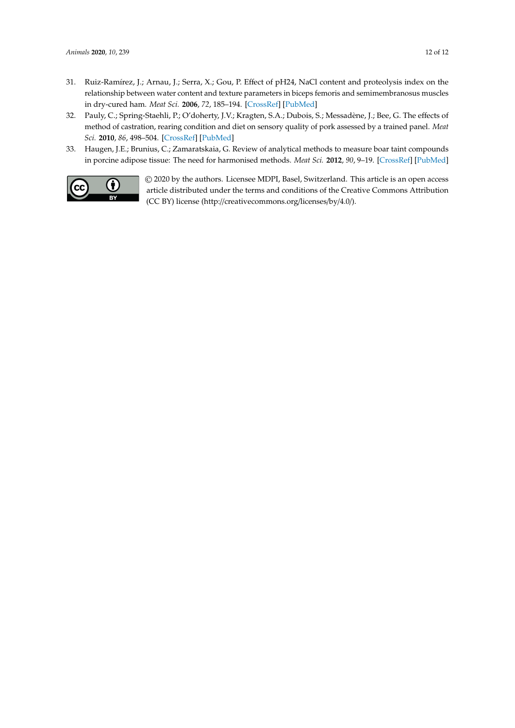31. Ruiz-Ramírez, J.; Arnau, J.; Serra, X.; Gou, P. Effect of pH24, NaCl content and proteolysis index on the relationship between water content and texture parameters in biceps femoris and semimembranosus muscles in dry-cured ham. *Meat Sci.* **2006**, *72*, 185–194. [CrossRef] [PubMed]
32. Pauly, C.; Spring-Staehli, P.; O'doherty, J.V.; Kragten, S.A.; Dubois, S.; Messadène, J.; Bee, G. The effects of method of castration, rearing condition and diet on sensory quality of pork assessed by a trained panel. *Meat Sci.* **2010**, *86*, 498–504. [CrossRef] [PubMed]
33. Haugen, J.E.; Brunius, C.; Zamaratskaia, G. Review of analytical methods to measure boar taint compounds in porcine adipose tissue: The need for harmonised methods. *Meat Sci.* **2012**, *90*, 9–19. [CrossRef] [PubMed]

© 2020 by the authors. Licensee MDPI, Basel, Switzerland. This article is an open access article distributed under the terms and conditions of the Creative Commons Attribution (CC BY) license (http://creativecommons.org/licenses/by/4.0/).